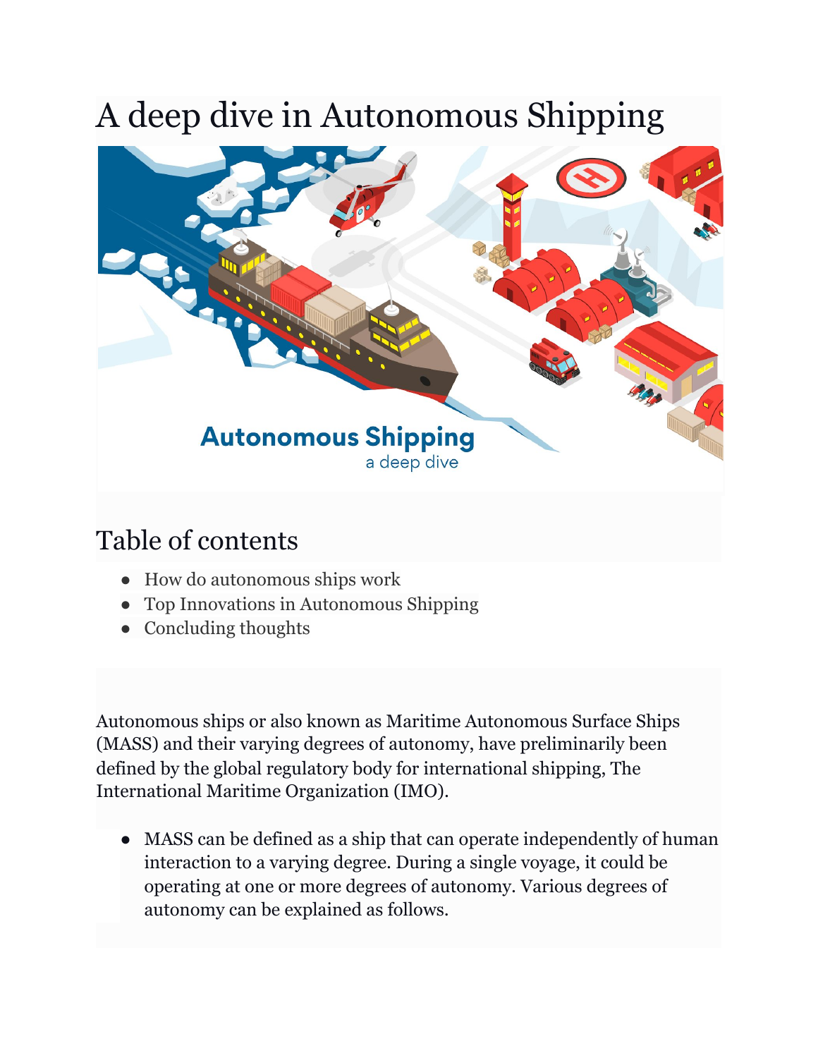# A deep dive in Autonomous Shipping

## Table of contents

- How do autonomous ships work
- Top Innovations in Autonomous Shipping
- Concluding thoughts

Autonomous ships or also known as Maritime Autonomous Surface Ships (MASS) and their varying degrees of autonomy, have preliminarily been defined by the global regulatory body for international shipping, The International Maritime Organization (IMO).

- MASS can be defined as a ship that can operate independently of human interaction to a varying degree. During a single voyage, it could be operating at one or more degrees of autonomy. Various degrees of autonomy can be explained as follows.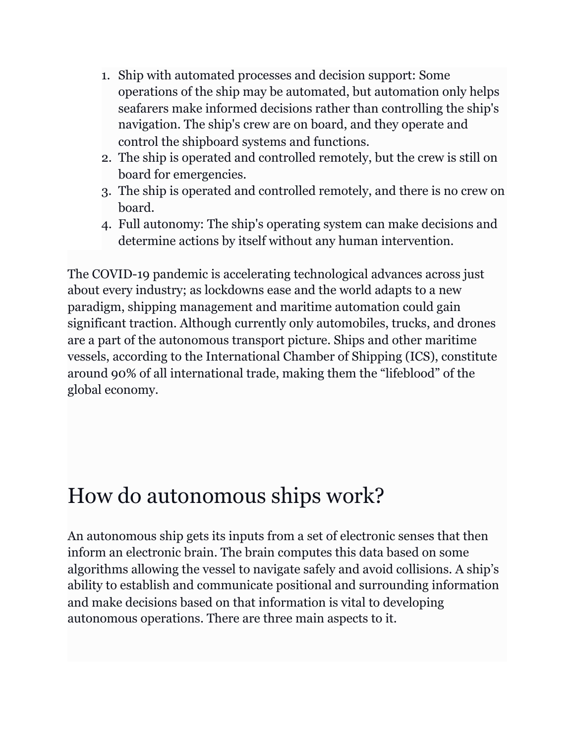1. Ship with automated processes and decision support: Some operations of the ship may be automated, but automation only helps seafarers make informed decisions rather than controlling the ship's navigation. The ship's crew are on board, and they operate and control the shipboard systems and functions.
2. The ship is operated and controlled remotely, but the crew is still on board for emergencies.
3. The ship is operated and controlled remotely, and there is no crew on board.
4. Full autonomy: The ship's operating system can make decisions and determine actions by itself without any human intervention.

The COVID-19 pandemic is accelerating technological advances across just about every industry; as lockdowns ease and the world adapts to a new paradigm, shipping management and maritime automation could gain significant traction. Although currently only automobiles, trucks, and drones are a part of the autonomous transport picture. Ships and other maritime vessels, according to the International Chamber of Shipping (ICS), constitute around 90% of all international trade, making them the "lifeblood" of the global economy.

# How do autonomous ships work?

An autonomous ship gets its inputs from a set of electronic senses that then inform an electronic brain. The brain computes this data based on some algorithms allowing the vessel to navigate safely and avoid collisions. A ship's ability to establish and communicate positional and surrounding information and make decisions based on that information is vital to developing autonomous operations. There are three main aspects to it.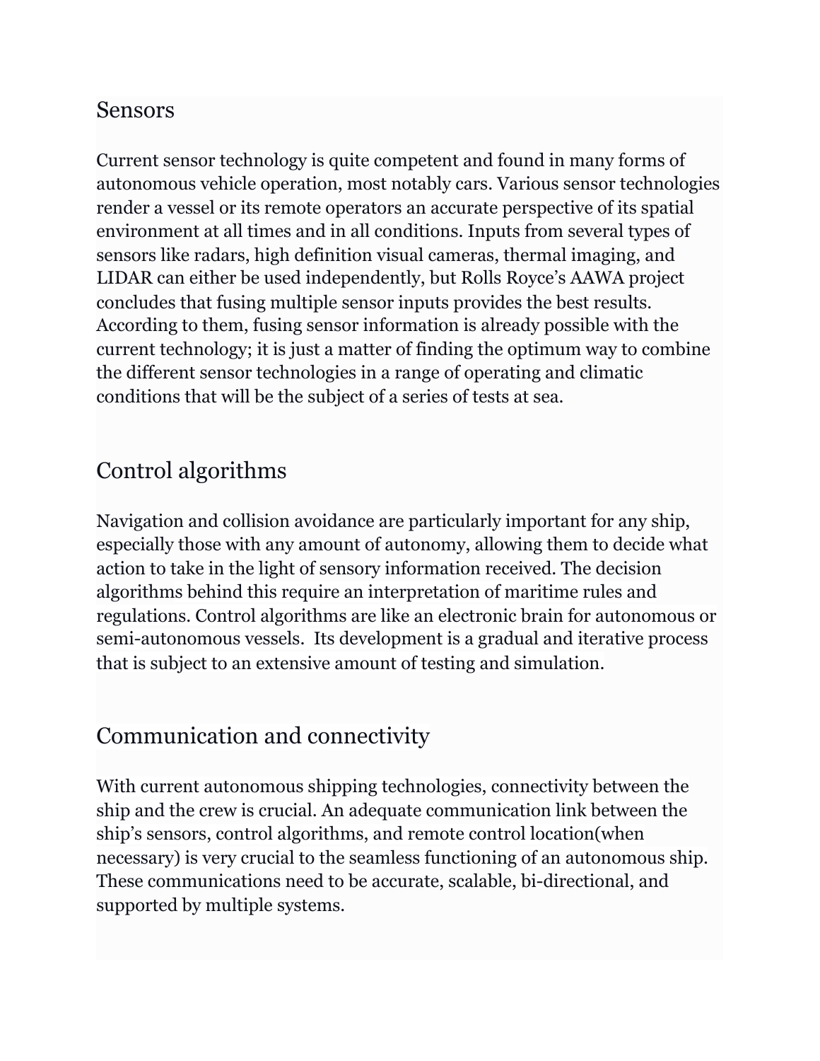## Sensors

Current sensor technology is quite competent and found in many forms of autonomous vehicle operation, most notably cars. Various sensor technologies render a vessel or its remote operators an accurate perspective of its spatial environment at all times and in all conditions. Inputs from several types of sensors like radars, high definition visual cameras, thermal imaging, and LIDAR can either be used independently, but Rolls Royce's AAWA project concludes that fusing multiple sensor inputs provides the best results. According to them, fusing sensor information is already possible with the current technology; it is just a matter of finding the optimum way to combine the different sensor technologies in a range of operating and climatic conditions that will be the subject of a series of tests at sea.

## Control algorithms

Navigation and collision avoidance are particularly important for any ship, especially those with any amount of autonomy, allowing them to decide what action to take in the light of sensory information received. The decision algorithms behind this require an interpretation of maritime rules and regulations. Control algorithms are like an electronic brain for autonomous or semi-autonomous vessels. Its development is a gradual and iterative process that is subject to an extensive amount of testing and simulation.

## Communication and connectivity

With current autonomous shipping technologies, connectivity between the ship and the crew is crucial. An adequate communication link between the ship's sensors, control algorithms, and remote control location(when necessary) is very crucial to the seamless functioning of an autonomous ship. These communications need to be accurate, scalable, bi-directional, and supported by multiple systems.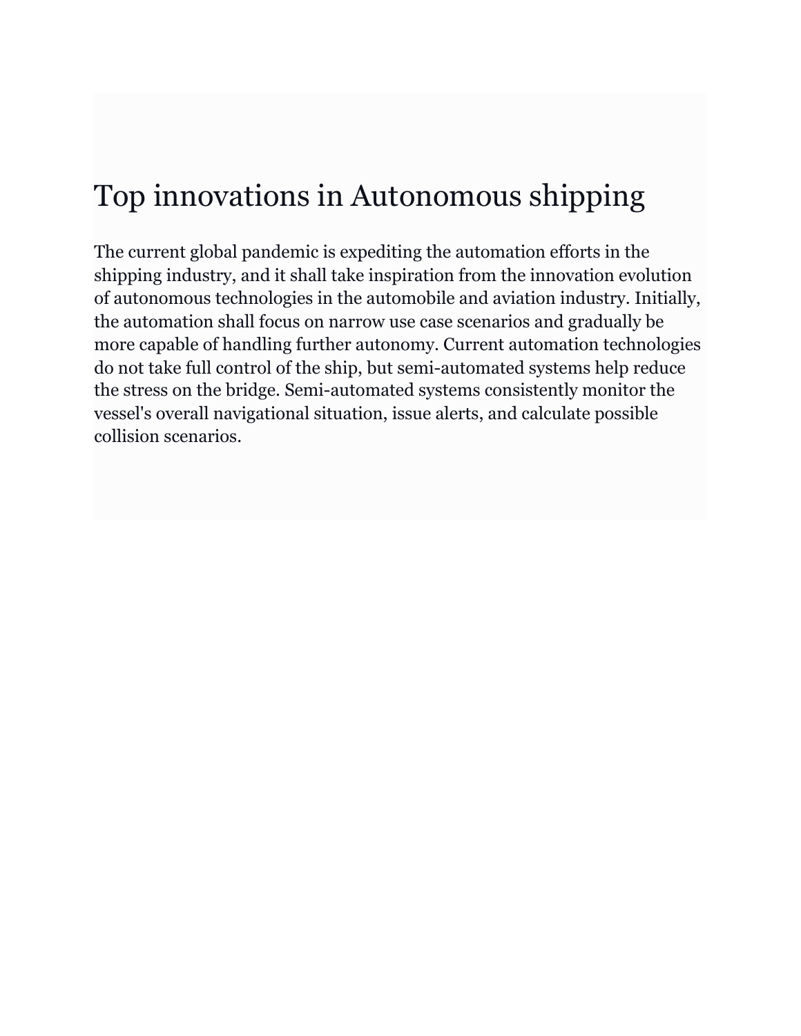# Top innovations in Autonomous shipping

The current global pandemic is expediting the automation efforts in the shipping industry, and it shall take inspiration from the innovation evolution of autonomous technologies in the automobile and aviation industry. Initially, the automation shall focus on narrow use case scenarios and gradually be more capable of handling further autonomy. Current automation technologies do not take full control of the ship, but semi-automated systems help reduce the stress on the bridge. Semi-automated systems consistently monitor the vessel's overall navigational situation, issue alerts, and calculate possible collision scenarios.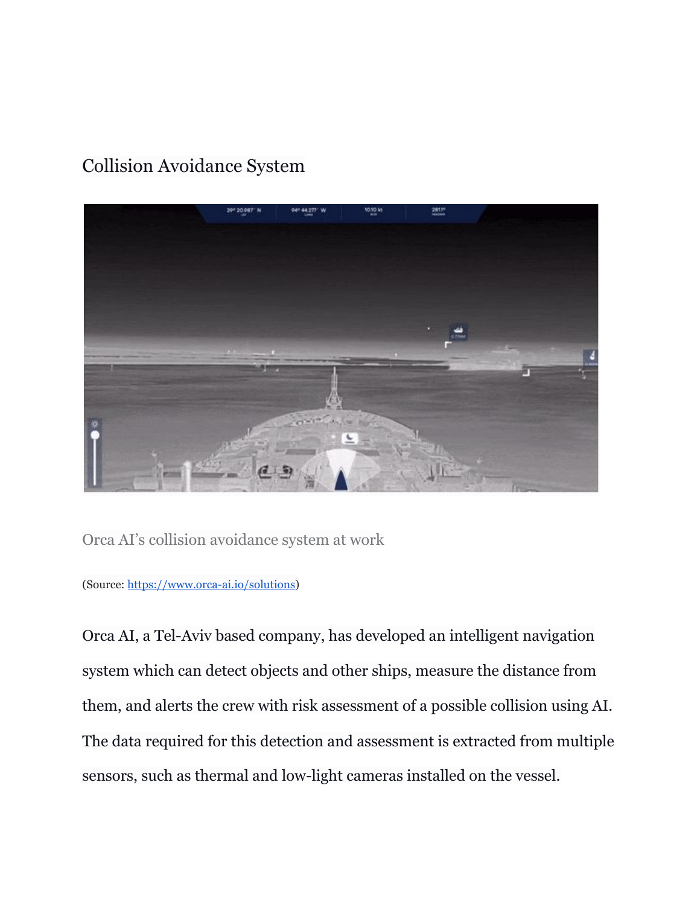## Collision Avoidance System

Orca AI's collision avoidance system at work

(Source: [https://www.orca-ai.io/solutions](https://www.orca-ai.io/solutions))

Orca AI, a Tel-Aviv based company, has developed an intelligent navigation system which can detect objects and other ships, measure the distance from them, and alerts the crew with risk assessment of a possible collision using AI. The data required for this detection and assessment is extracted from multiple sensors, such as thermal and low-light cameras installed on the vessel.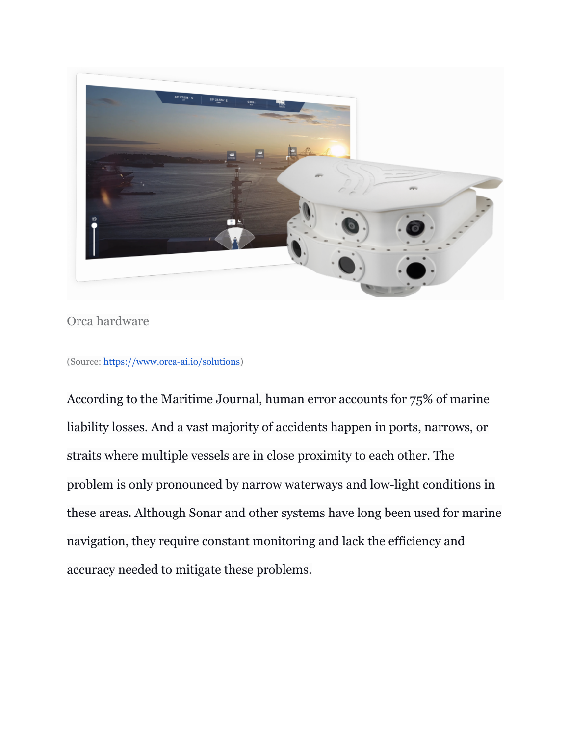Orca hardware

(Source: [https://www.orca-ai.io/solutions](https://www.orca-ai.io/solutions))

According to the Maritime Journal, human error accounts for 75% of marine liability losses. And a vast majority of accidents happen in ports, narrows, or straits where multiple vessels are in close proximity to each other. The problem is only pronounced by narrow waterways and low-light conditions in these areas. Although Sonar and other systems have long been used for marine navigation, they require constant monitoring and lack the efficiency and accuracy needed to mitigate these problems.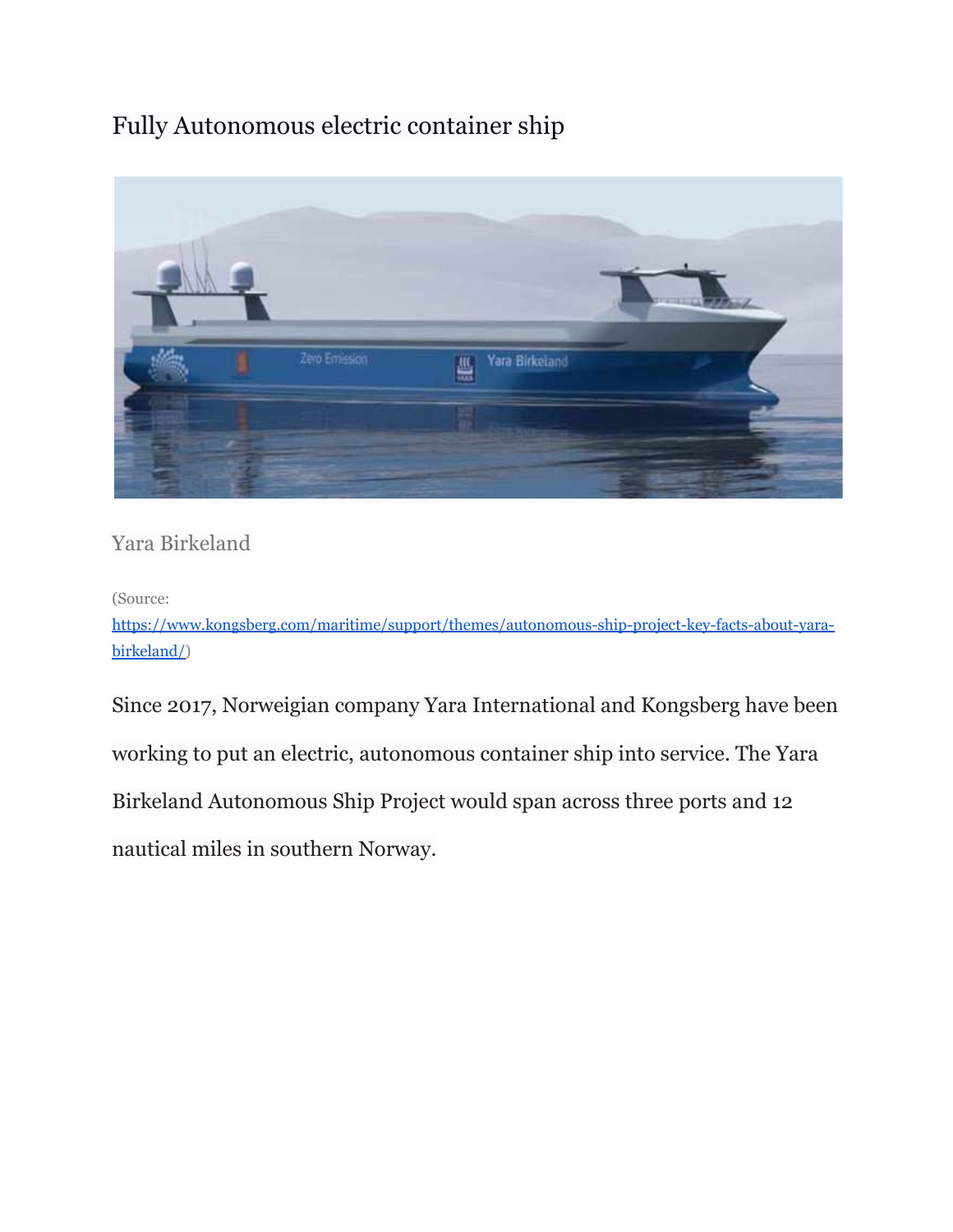## Fully Autonomous electric container ship

Yara Birkeland

(Source: https://www.kongsberg.com/maritime/support/themes/autonomous-ship-project-key-facts-about-yara-birkeland/)

Since 2017, Norweigian company Yara International and Kongsberg have been working to put an electric, autonomous container ship into service. The Yara Birkeland Autonomous Ship Project would span across three ports and 12 nautical miles in southern Norway.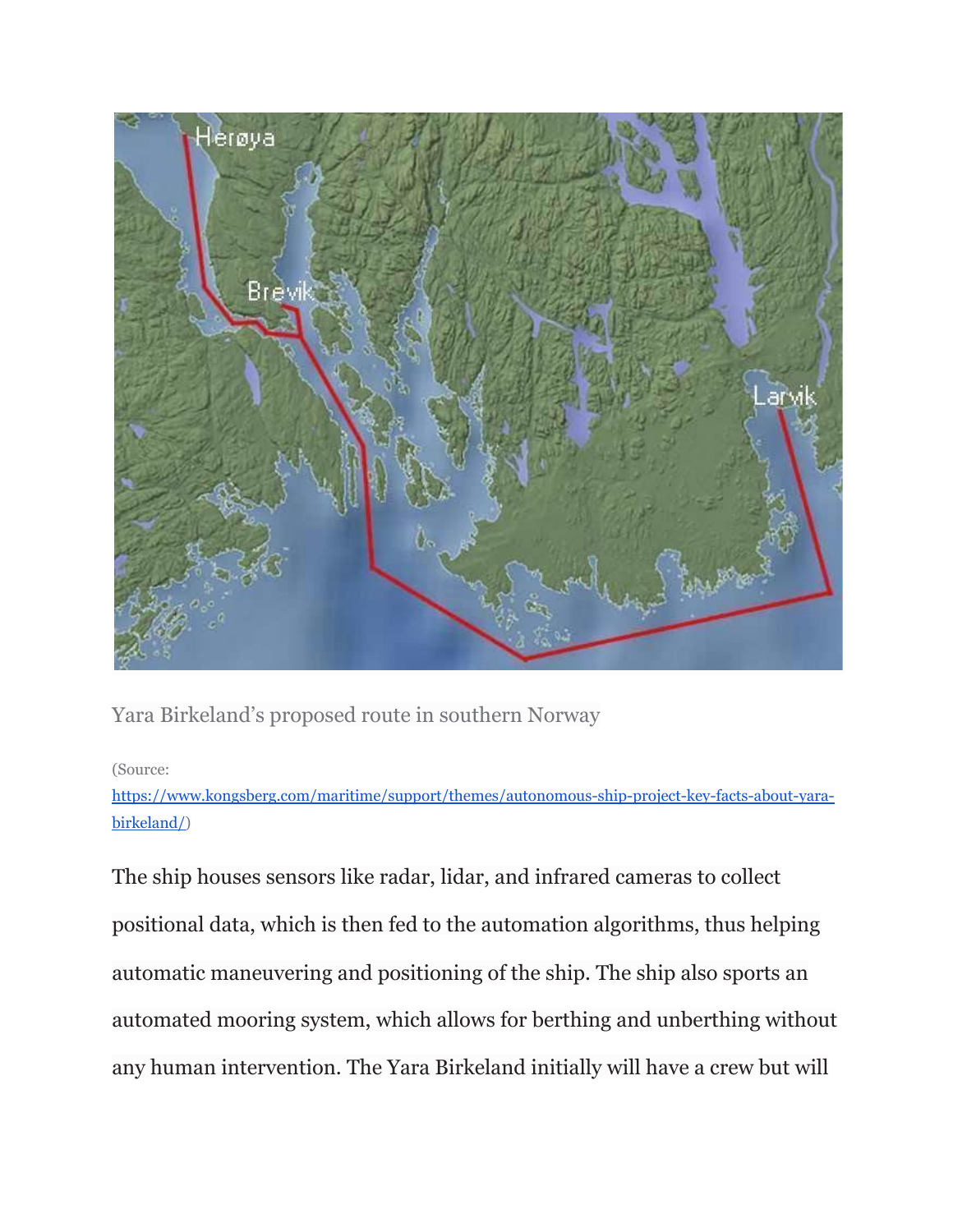Yara Birkeland’s proposed route in southern Norway

(Source: https://www.kongsberg.com/maritime/support/themes/autonomous-ship-project-key-facts-about-yara-birkeland/)

The ship houses sensors like radar, lidar, and infrared cameras to collect positional data, which is then fed to the automation algorithms, thus helping automatic maneuvering and positioning of the ship. The ship also sports an automated mooring system, which allows for berthing and unberthing without any human intervention. The Yara Birkeland initially will have a crew but will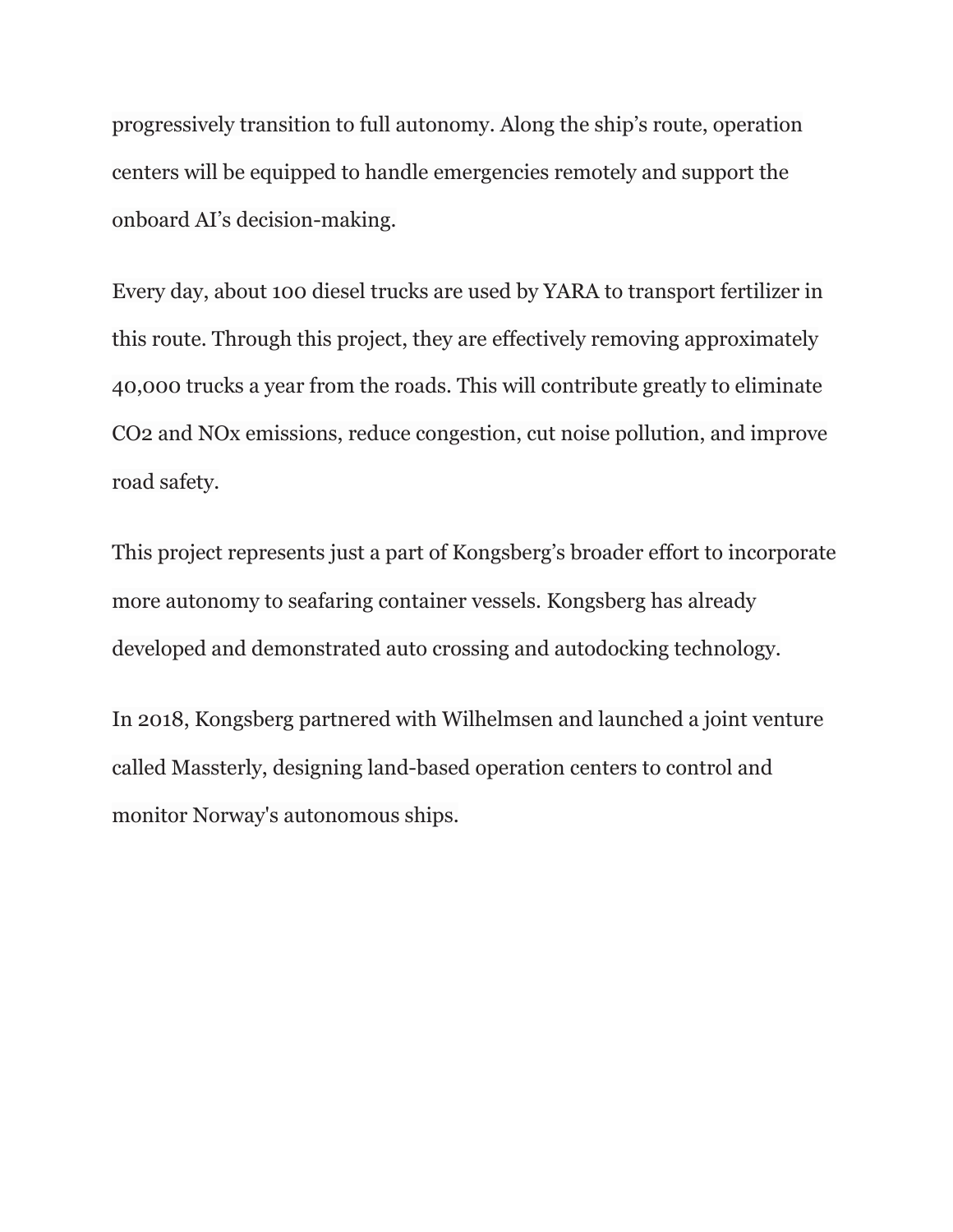progressively transition to full autonomy. Along the ship's route, operation centers will be equipped to handle emergencies remotely and support the onboard AI's decision-making.

Every day, about 100 diesel trucks are used by YARA to transport fertilizer in this route. Through this project, they are effectively removing approximately 40,000 trucks a year from the roads. This will contribute greatly to eliminate $CO_2$ and $NO_x$ emissions, reduce congestion, cut noise pollution, and improve road safety.

This project represents just a part of Kongsberg's broader effort to incorporate more autonomy to seafaring container vessels. Kongsberg has already developed and demonstrated auto crossing and autodocking technology.

In 2018, Kongsberg partnered with Wilhelmsen and launched a joint venture called Massterly, designing land-based operation centers to control and monitor Norway's autonomous ships.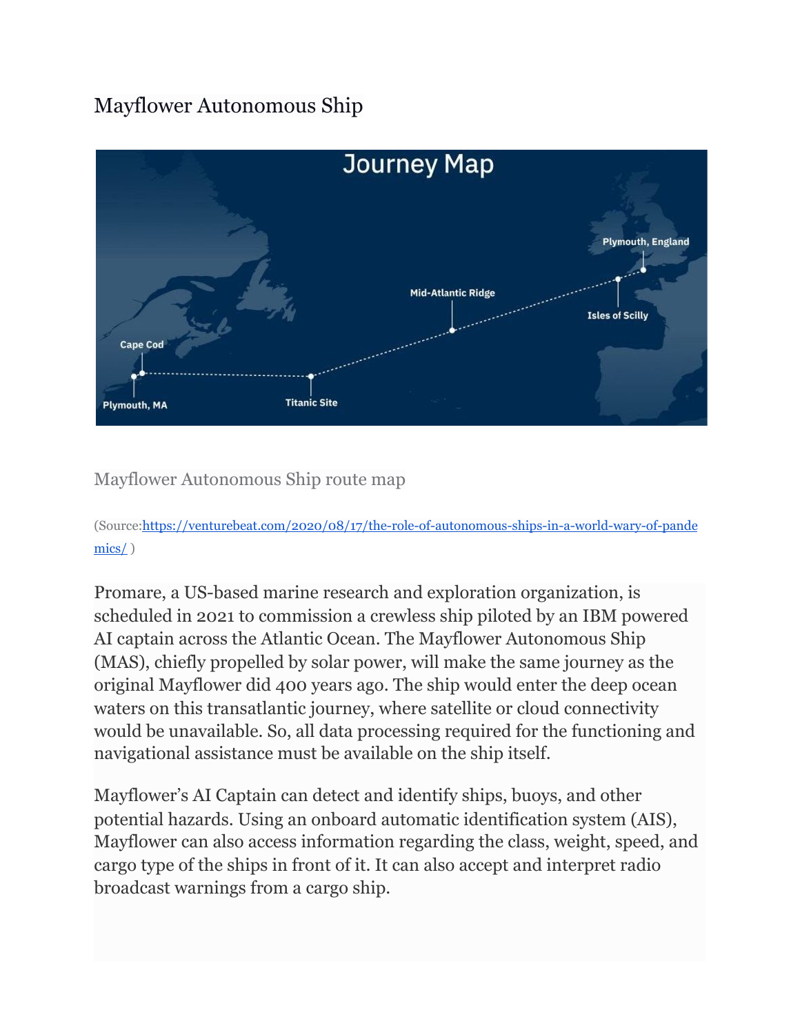# Mayflower Autonomous Ship

Mayflower Autonomous Ship route map

(Source:[https://venturebeat.com/2020/08/17/the-role-of-autonomous-ships-in-a-world-wary-of-pandemics/](https://venturebeat.com/2020/08/17/the-role-of-autonomous-ships-in-a-world-wary-of-pandemics/) )

Promare, a US-based marine research and exploration organization, is scheduled in 2021 to commission a crewless ship piloted by an IBM powered AI captain across the Atlantic Ocean. The Mayflower Autonomous Ship (MAS), chiefly propelled by solar power, will make the same journey as the original Mayflower did 400 years ago. The ship would enter the deep ocean waters on this transatlantic journey, where satellite or cloud connectivity would be unavailable. So, all data processing required for the functioning and navigational assistance must be available on the ship itself.

Mayflower's AI Captain can detect and identify ships, buoys, and other potential hazards. Using an onboard automatic identification system (AIS), Mayflower can also access information regarding the class, weight, speed, and cargo type of the ships in front of it. It can also accept and interpret radio broadcast warnings from a cargo ship.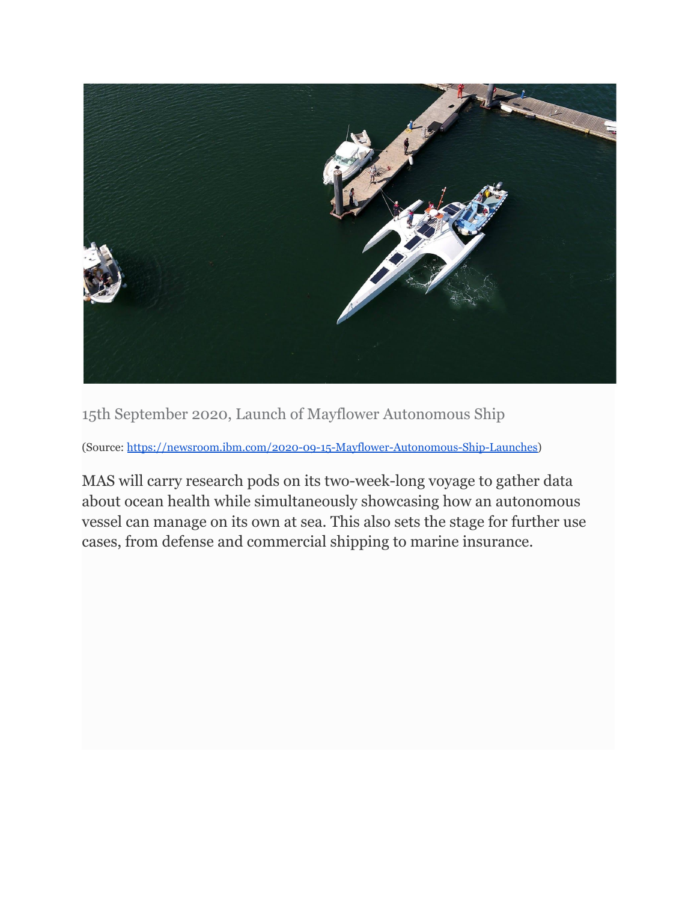15th September 2020, Launch of Mayflower Autonomous Ship

(Source: [https://newsroom.ibm.com/2020-09-15-Mayflower-Autonomous-Ship-Launches](https://newsroom.ibm.com/2020-09-15-Mayflower-Autonomous-Ship-Launches))

MAS will carry research pods on its two-week-long voyage to gather data about ocean health while simultaneously showcasing how an autonomous vessel can manage on its own at sea. This also sets the stage for further use cases, from defense and commercial shipping to marine insurance.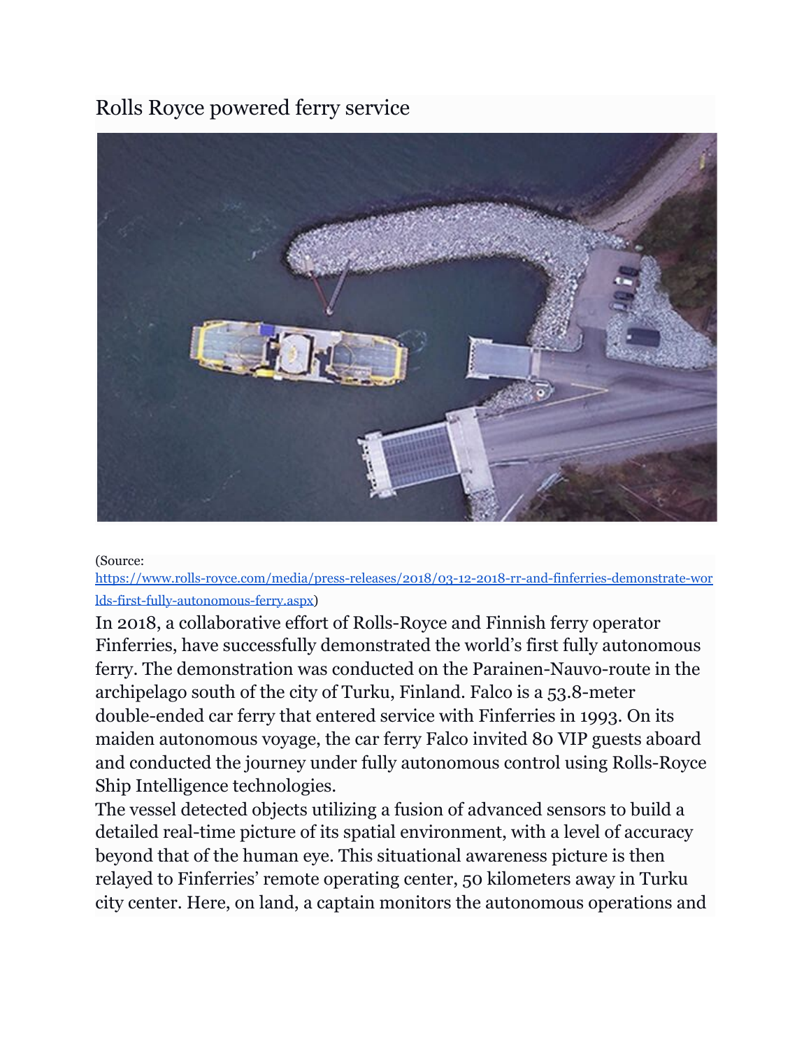Rolls Royce powered ferry service

(Source: https://www.rolls-royce.com/media/press-releases/2018/03-12-2018-rr-and-finferries-demonstrate-worlds-first-fully-autonomous-ferry.aspx)

In 2018, a collaborative effort of Rolls-Royce and Finnish ferry operator Finferries, have successfully demonstrated the world's first fully autonomous ferry. The demonstration was conducted on the Parainen-Nauvo-route in the archipelago south of the city of Turku, Finland. Falco is a 53.8-meter double-ended car ferry that entered service with Finferries in 1993. On its maiden autonomous voyage, the car ferry Falco invited 80 VIP guests aboard and conducted the journey under fully autonomous control using Rolls-Royce Ship Intelligence technologies.

The vessel detected objects utilizing a fusion of advanced sensors to build a detailed real-time picture of its spatial environment, with a level of accuracy beyond that of the human eye. This situational awareness picture is then relayed to Finferries' remote operating center, 50 kilometers away in Turku city center. Here, on land, a captain monitors the autonomous operations and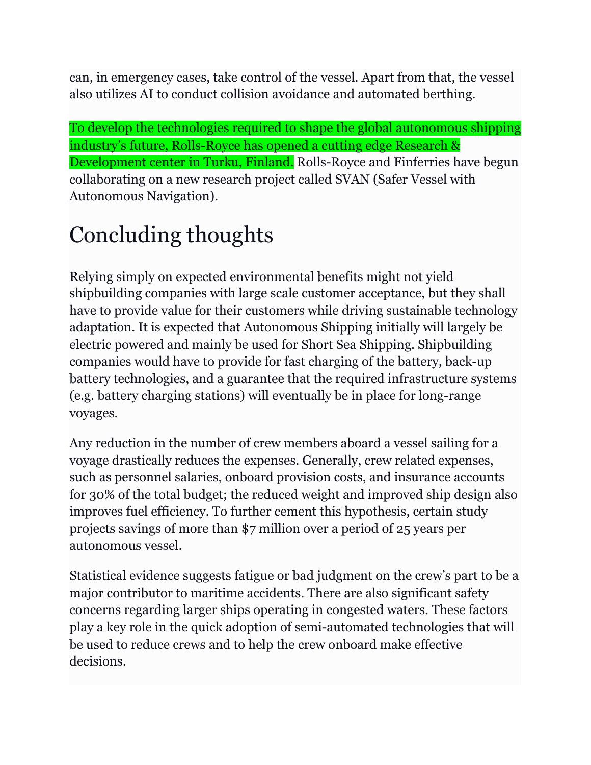can, in emergency cases, take control of the vessel. Apart from that, the vessel also utilizes AI to conduct collision avoidance and automated berthing.

To develop the technologies required to shape the global autonomous shipping industry's future, Rolls-Royce has opened a cutting edge Research & Development center in Turku, Finland. Rolls-Royce and Finferries have begun collaborating on a new research project called SVAN (Safer Vessel with Autonomous Navigation).

# Concluding thoughts

Relying simply on expected environmental benefits might not yield shipbuilding companies with large scale customer acceptance, but they shall have to provide value for their customers while driving sustainable technology adaptation. It is expected that Autonomous Shipping initially will largely be electric powered and mainly be used for Short Sea Shipping. Shipbuilding companies would have to provide for fast charging of the battery, back-up battery technologies, and a guarantee that the required infrastructure systems (e.g. battery charging stations) will eventually be in place for long-range voyages.

Any reduction in the number of crew members aboard a vessel sailing for a voyage drastically reduces the expenses. Generally, crew related expenses, such as personnel salaries, onboard provision costs, and insurance accounts for 30% of the total budget; the reduced weight and improved ship design also improves fuel efficiency. To further cement this hypothesis, certain study projects savings of more than $7 million over a period of 25 years per autonomous vessel.

Statistical evidence suggests fatigue or bad judgment on the crew's part to be a major contributor to maritime accidents. There are also significant safety concerns regarding larger ships operating in congested waters. These factors play a key role in the quick adoption of semi-automated technologies that will be used to reduce crews and to help the crew onboard make effective decisions.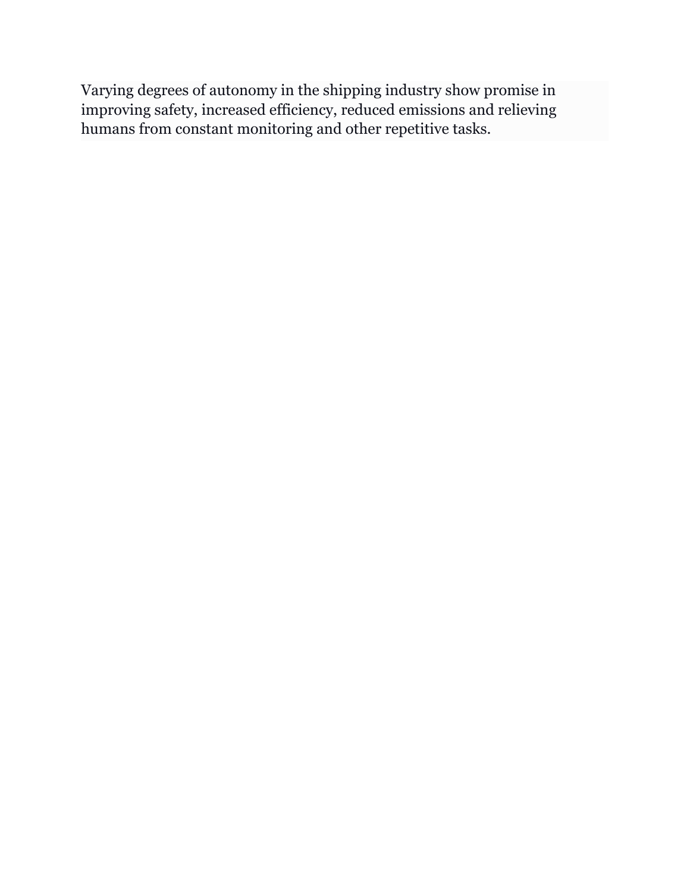Varying degrees of autonomy in the shipping industry show promise in improving safety, increased efficiency, reduced emissions and relieving humans from constant monitoring and other repetitive tasks.